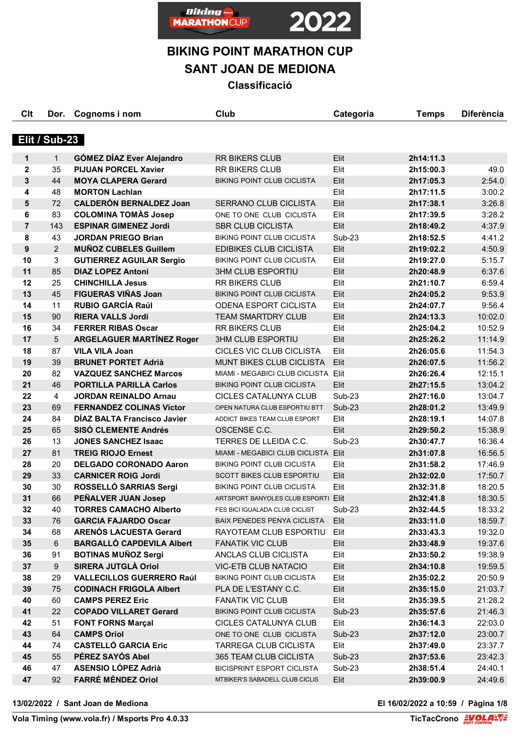# BIKING POINT MARATHON CUP

# SANT JOAN DE MEDIONA

## Classificació

**Elit / Sub-23**

| Clt | Dor. | Cognoms i nom | Club | Categoria | Temps | Diferència |
|---|---|---|---|---|---|---|
| 1 | 1 | GÓMEZ DÍAZ Ever Alejandro | RR BIKERS CLUB | Elit | 2h14:11.3 | |
| 2 | 35 | PIJUAN PORCEL Xavier | RR BIKERS CLUB | Elit | 2h15:00.3 | 49.0 |
| 3 | 44 | MOYA CLAPERA Gerard | BIKING POINT CLUB CICLISTA | Elit | 2h17:05.3 | 2:54.0 |
| 4 | 48 | MORTON Lachlan | | Elit | 2h17:11.5 | 3:00.2 |
| 5 | 72 | CALDERÓN BERNALDEZ Joan | SERRANO CLUB CICLISTA | Elit | 2h17:38.1 | 3:26.8 |
| 6 | 83 | COLOMINA TOMÀS Josep | ONE TO ONE CLUB CICLISTA | Elit | 2h17:39.5 | 3:28.2 |
| 7 | 143 | ESPINAR GIMENEZ Jordi | SBR CLUB CICLISTA | Elit | 2h18:49.2 | 4:37.9 |
| 8 | 43 | JORDAN PRIEGO Brian | BIKING POINT CLUB CICLISTA | Sub-23 | 2h18:52.5 | 4:41.2 |
| 9 | 2 | MUÑOZ CUBELES Guillem | EDIBIKES CLUB CICLISTA | Elit | 2h19:02.2 | 4:50.9 |
| 10 | 3 | GUTIERREZ AGUILAR Sergio | BIKING POINT CLUB CICLISTA | Elit | 2h19:27.0 | 5:15.7 |
| 11 | 85 | DIAZ LOPEZ Antoni | 3HM CLUB ESPORTIU | Elit | 2h20:48.9 | 6:37.6 |
| 12 | 25 | CHINCHILLA Jesus | RR BIKERS CLUB | Elit | 2h21:10.7 | 6:59.4 |
| 13 | 45 | FIGUERAS VIÑAS Joan | BIKING POINT CLUB CICLISTA | Elit | 2h24:05.2 | 9:53.9 |
| 14 | 11 | RUBIO GARCÍA Raúl | ODENA ESPORT CICLISTA | Elit | 2h24:07.7 | 9:56.4 |
| 15 | 90 | RIERA VALLS Jordi | TEAM SMARTDRY CLUB | Elit | 2h24:13.3 | 10:02.0 |
| 16 | 34 | FERRER RIBAS Oscar | RR BIKERS CLUB | Elit | 2h25:04.2 | 10:52.9 |
| 17 | 5 | ARGELAGUER MARTÍNEZ Roger | 3HM CLUB ESPORTIU | Elit | 2h25:26.2 | 11:14.9 |
| 18 | 87 | VILA VILA Joan | CICLES VIC CLUB CICLISTA | Elit | 2h26:05.6 | 11:54.3 |
| 19 | 39 | BRUNET PORTET Adrià | MUNT BIKES CLUB CICLISTA | Elit | 2h26:07.5 | 11:56.2 |
| 20 | 82 | VAZQUEZ SANCHEZ Marcos | MIAMI - MEGABICI CLUB CICLISTA | Elit | 2h26:26.4 | 12:15.1 |
| 21 | 46 | PORTILLA PARILLA Carlos | BIKING POINT CLUB CICLISTA | Elit | 2h27:15.5 | 13:04.2 |
| 22 | 4 | JORDAN REINALDO Arnau | CICLES CATALUNYA CLUB | Sub-23 | 2h27:16.0 | 13:04.7 |
| 23 | 69 | FERNANDEZ COLINAS Victor | OPEN NATURA CLUB ESPORTIU BTT | Sub-23 | 2h28:01.2 | 13:49.9 |
| 24 | 84 | DÍAZ BALTA Francisco Javier | ADDICT BIKES TEAM CLUB ESPORT | Elit | 2h28:19.1 | 14:07.8 |
| 25 | 65 | SISÓ CLEMENTE Andrés | OSCENSE C.C. | Elit | 2h29:50.2 | 15:38.9 |
| 26 | 13 | JONES SANCHEZ Isaac | TERRES DE LLEIDA C.C. | Sub-23 | 2h30:47.7 | 16:36.4 |
| 27 | 81 | TREIG RIOJO Ernest | MIAMI - MEGABICI CLUB CICLISTA | Elit | 2h31:07.8 | 16:56.5 |
| 28 | 20 | DELGADO CORONADO Aaron | BIKING POINT CLUB CICLISTA | Elit | 2h31:58.2 | 17:46.9 |
| 29 | 33 | CARNICER ROIG Jordi | SCOTT BIKES CLUB ESPORTIU | Elit | 2h32:02.0 | 17:50.7 |
| 30 | 30 | ROSSELLÓ SARRIAS Sergi | BIKING POINT CLUB CICLISTA | Elit | 2h32:31.8 | 18:20.5 |
| 31 | 66 | PEÑALVER JUAN Josep | ARTSPORT BANYOLES CLUB ESPORTI | Elit | 2h32:41.8 | 18:30.5 |
| 32 | 40 | TORRES CAMACHO Alberto | FES BICI IGUALADA CLUB CICLIST | Sub-23 | 2h32:44.5 | 18:33.2 |
| 33 | 76 | GARCIA FAJARDO Oscar | BAIX PENEDES PENYA CICLISTA | Elit | 2h33:11.0 | 18:59.7 |
| 34 | 68 | ARENÓS LACUESTA Gerard | RAYOTEAM CLUB ESPORTIU | Elit | 2h33:43.3 | 19:32.0 |
| 35 | 6 | BARGALLÓ CAPDEVILA Albert | FANATIK VIC CLUB | Elit | 2h33:48.9 | 19:37.6 |
| 36 | 91 | BOTINAS MUÑOZ Sergi | ANCLAS CLUB CICLISTA | Elit | 2h33:50.2 | 19:38.9 |
| 37 | 9 | SIRERA JUTGLÀ Oriol | VIC-ETB CLUB NATACIO | Elit | 2h34:10.8 | 19:59.5 |
| 38 | 29 | VALLECILLOS GUERRERO Raúl | BIKING POINT CLUB CICLISTA | Elit | 2h35:02.2 | 20:50.9 |
| 39 | 75 | CODINACH FRIGOLA Albert | PLA DE L'ESTANY C.C. | Elit | 2h35:15.0 | 21:03.7 |
| 40 | 60 | CAMPS PEREZ Eric | FANATIK VIC CLUB | Elit | 2h35:39.5 | 21:28.2 |
| 41 | 22 | COPADO VILLARET Gerard | BIKING POINT CLUB CICLISTA | Sub-23 | 2h35:57.6 | 21:46.3 |
| 42 | 51 | FONT FORNS Marçal | CICLES CATALUNYA CLUB | Elit | 2h36:14.3 | 22:03.0 |
| 43 | 64 | CAMPS Oriol | ONE TO ONE CLUB CICLISTA | Sub-23 | 2h37:12.0 | 23:00.7 |
| 44 | 74 | CASTELLÓ GARCIA Eric | TARREGA CLUB CICLISTA | Elit | 2h37:49.0 | 23:37.7 |
| 45 | 55 | PÉREZ SAYÓS Abel | 365 TEAM CLUB CICLISTA | Sub-23 | 2h37:53.6 | 23:42.3 |
| 46 | 47 | ASENSIO LÓPEZ Adrià | BICISPRINT ESPORT CICLISTA | Sub-23 | 2h38:51.4 | 24:40.1 |
| 47 | 92 | FARRÉ MÉNDEZ Oriol | MTBIKER'S SABADELL CLUB CICLIS | Elit | 2h39:00.9 | 24:49.6 |

13/02/2022 / Sant Joan de Mediona — El 16/02/2022 a 10:59

Vola Timing (www.vola.fr) / Msports Pro 4.0.33 — TicTacCrono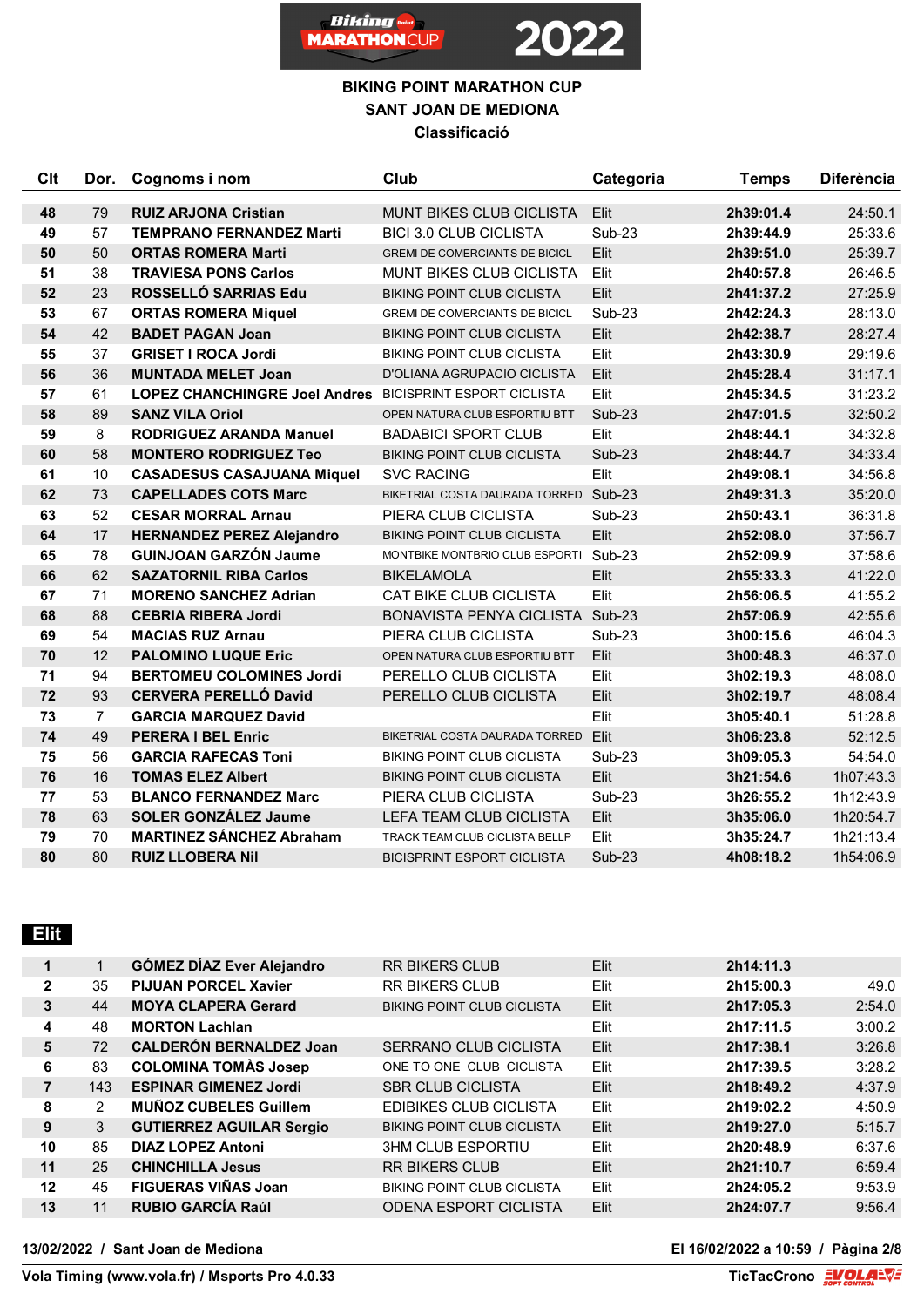# BIKING POINT MARATHON CUP

## SANT JOAN DE MEDIONA

### Classificació

| Clt | Dor. | Cognoms i nom | Club | Categoria | Temps | Diferència |
|---|---|---|---|---|---|---|
| 48 | 79 | **RUIZ ARJONA Cristian** | MUNT BIKES CLUB CICLISTA | Elit | **2h39:01.4** | 24:50.1 |
| 49 | 57 | **TEMPRANO FERNANDEZ Marti** | BICI 3.0 CLUB CICLISTA | Sub-23 | **2h39:44.9** | 25:33.6 |
| 50 | 50 | **ORTAS ROMERA Marti** | GREMI DE COMERCIANTS DE BICICL | Elit | **2h39:51.0** | 25:39.7 |
| 51 | 38 | **TRAVIESA PONS Carlos** | MUNT BIKES CLUB CICLISTA | Elit | **2h40:57.8** | 26:46.5 |
| 52 | 23 | **ROSSELLÓ SARRIAS Edu** | BIKING POINT CLUB CICLISTA | Elit | **2h41:37.2** | 27:25.9 |
| 53 | 67 | **ORTAS ROMERA Miquel** | GREMI DE COMERCIANTS DE BICICL | Sub-23 | **2h42:24.3** | 28:13.0 |
| 54 | 42 | **BADET PAGAN Joan** | BIKING POINT CLUB CICLISTA | Elit | **2h42:38.7** | 28:27.4 |
| 55 | 37 | **GRISET I ROCA Jordi** | BIKING POINT CLUB CICLISTA | Elit | **2h43:30.9** | 29:19.6 |
| 56 | 36 | **MUNTADA MELET Joan** | D'OLIANA AGRUPACIO CICLISTA | Elit | **2h45:28.4** | 31:17.1 |
| 57 | 61 | **LOPEZ CHANCHINGRE Joel Andres** | BICISPRINT ESPORT CICLISTA | Elit | **2h45:34.5** | 31:23.2 |
| 58 | 89 | **SANZ VILA Oriol** | OPEN NATURA CLUB ESPORTIU BTT | Sub-23 | **2h47:01.5** | 32:50.2 |
| 59 | 8 | **RODRIGUEZ ARANDA Manuel** | BADABICI SPORT CLUB | Elit | **2h48:44.1** | 34:32.8 |
| 60 | 58 | **MONTERO RODRIGUEZ Teo** | BIKING POINT CLUB CICLISTA | Sub-23 | **2h48:44.7** | 34:33.4 |
| 61 | 10 | **CASADESUS CASAJUANA Miquel** | SVC RACING | Elit | **2h49:08.1** | 34:56.8 |
| 62 | 73 | **CAPELLADES COTS Marc** | BIKETRIAL COSTA DAURADA TORRED | Sub-23 | **2h49:31.3** | 35:20.0 |
| 63 | 52 | **CESAR MORRAL Arnau** | PIERA CLUB CICLISTA | Sub-23 | **2h50:43.1** | 36:31.8 |
| 64 | 17 | **HERNANDEZ PEREZ Alejandro** | BIKING POINT CLUB CICLISTA | Elit | **2h52:08.0** | 37:56.7 |
| 65 | 78 | **GUINJOAN GARZÓN Jaume** | MONTBIKE MONTBRIO CLUB ESPORTI | Sub-23 | **2h52:09.9** | 37:58.6 |
| 66 | 62 | **SAZATORNIL RIBA Carlos** | BIKELAMOLA | Elit | **2h55:33.3** | 41:22.0 |
| 67 | 71 | **MORENO SANCHEZ Adrian** | CAT BIKE CLUB CICLISTA | Elit | **2h56:06.5** | 41:55.2 |
| 68 | 88 | **CEBRIA RIBERA Jordi** | BONAVISTA PENYA CICLISTA | Sub-23 | **2h57:06.9** | 42:55.6 |
| 69 | 54 | **MACIAS RUZ Arnau** | PIERA CLUB CICLISTA | Sub-23 | **3h00:15.6** | 46:04.3 |
| 70 | 12 | **PALOMINO LUQUE Eric** | OPEN NATURA CLUB ESPORTIU BTT | Elit | **3h00:48.3** | 46:37.0 |
| 71 | 94 | **BERTOMEU COLOMINES Jordi** | PERELLO CLUB CICLISTA | Elit | **3h02:19.3** | 48:08.0 |
| 72 | 93 | **CERVERA PERELLÓ David** | PERELLO CLUB CICLISTA | Elit | **3h02:19.7** | 48:08.4 |
| 73 | 7 | **GARCIA MARQUEZ David** | | Elit | **3h05:40.1** | 51:28.8 |
| 74 | 49 | **PERERA I BEL Enric** | BIKETRIAL COSTA DAURADA TORRED | Elit | **3h06:23.8** | 52:12.5 |
| 75 | 56 | **GARCIA RAFECAS Toni** | BIKING POINT CLUB CICLISTA | Sub-23 | **3h09:05.3** | 54:54.0 |
| 76 | 16 | **TOMAS ELEZ Albert** | BIKING POINT CLUB CICLISTA | Elit | **3h21:54.6** | 1h07:43.3 |
| 77 | 53 | **BLANCO FERNANDEZ Marc** | PIERA CLUB CICLISTA | Sub-23 | **3h26:55.2** | 1h12:43.9 |
| 78 | 63 | **SOLER GONZÁLEZ Jaume** | LEFA TEAM CLUB CICLISTA | Elit | **3h35:06.0** | 1h20:54.7 |
| 79 | 70 | **MARTINEZ SÁNCHEZ Abraham** | TRACK TEAM CLUB CICLISTA BELLP | Elit | **3h35:24.7** | 1h21:13.4 |
| 80 | 80 | **RUIZ LLOBERA Nil** | BICISPRINT ESPORT CICLISTA | Sub-23 | **4h08:18.2** | 1h54:06.9 |

## Elit

| Clt | Dor. | Cognoms i nom | Club | Categoria | Temps | Diferència |
|---|---|---|---|---|---|---|
| 1 | 1 | **GÓMEZ DÍAZ Ever Alejandro** | RR BIKERS CLUB | Elit | **2h14:11.3** | |
| 2 | 35 | **PIJUAN PORCEL Xavier** | RR BIKERS CLUB | Elit | **2h15:00.3** | 49.0 |
| 3 | 44 | **MOYA CLAPERA Gerard** | BIKING POINT CLUB CICLISTA | Elit | **2h17:05.3** | 2:54.0 |
| 4 | 48 | **MORTON Lachlan** | | Elit | **2h17:11.5** | 3:00.2 |
| 5 | 72 | **CALDERÓN BERNALDEZ Joan** | SERRANO CLUB CICLISTA | Elit | **2h17:38.1** | 3:26.8 |
| 6 | 83 | **COLOMINA TOMÀS Josep** | ONE TO ONE CLUB CICLISTA | Elit | **2h17:39.5** | 3:28.2 |
| 7 | 143 | **ESPINAR GIMENEZ Jordi** | SBR CLUB CICLISTA | Elit | **2h18:49.2** | 4:37.9 |
| 8 | 2 | **MUÑOZ CUBELES Guillem** | EDIBIKES CLUB CICLISTA | Elit | **2h19:02.2** | 4:50.9 |
| 9 | 3 | **GUTIERREZ AGUILAR Sergio** | BIKING POINT CLUB CICLISTA | Elit | **2h19:27.0** | 5:15.7 |
| 10 | 85 | **DIAZ LOPEZ Antoni** | 3HM CLUB ESPORTIU | Elit | **2h20:48.9** | 6:37.6 |
| 11 | 25 | **CHINCHILLA Jesus** | RR BIKERS CLUB | Elit | **2h21:10.7** | 6:59.4 |
| 12 | 45 | **FIGUERAS VIÑAS Joan** | BIKING POINT CLUB CICLISTA | Elit | **2h24:05.2** | 9:53.9 |
| 13 | 11 | **RUBIO GARCÍA Raúl** | ODENA ESPORT CICLISTA | Elit | **2h24:07.7** | 9:56.4 |

13/02/2022 / Sant Joan de Mediona — El 16/02/2022 a 10:59

Vola Timing (www.vola.fr) / Msports Pro 4.0.33 — TicTacCrono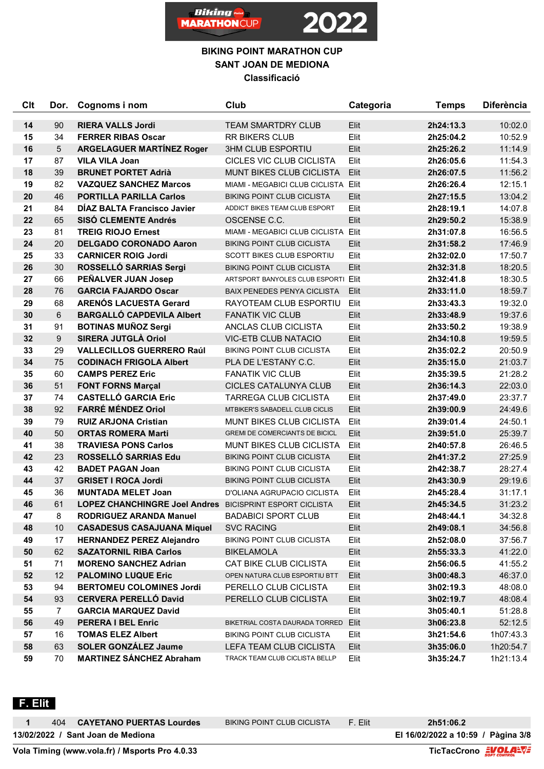# BIKING POINT MARATHON CUP
## SANT JOAN DE MEDIONA
### Classificació

| Clt | Dor. | Cognoms i nom | Club | Categoria | Temps | Diferència |
|---|---|---|---|---|---|---|
| 14 | 90 | RIERA VALLS Jordi | TEAM SMARTDRY CLUB | Elit | 2h24:13.3 | 10:02.0 |
| 15 | 34 | FERRER RIBAS Oscar | RR BIKERS CLUB | Elit | 2h25:04.2 | 10:52.9 |
| 16 | 5 | ARGELAGUER MARTÍNEZ Roger | 3HM CLUB ESPORTIU | Elit | 2h25:26.2 | 11:14.9 |
| 17 | 87 | VILA VILA Joan | CICLES VIC CLUB CICLISTA | Elit | 2h26:05.6 | 11:54.3 |
| 18 | 39 | BRUNET PORTET Adrià | MUNT BIKES CLUB CICLISTA | Elit | 2h26:07.5 | 11:56.2 |
| 19 | 82 | VAZQUEZ SANCHEZ Marcos | MIAMI - MEGABICI CLUB CICLISTA | Elit | 2h26:26.4 | 12:15.1 |
| 20 | 46 | PORTILLA PARILLA Carlos | BIKING POINT CLUB CICLISTA | Elit | 2h27:15.5 | 13:04.2 |
| 21 | 84 | DÍAZ BALTA Francisco Javier | ADDICT BIKES TEAM CLUB ESPORT | Elit | 2h28:19.1 | 14:07.8 |
| 22 | 65 | SISÓ CLEMENTE Andrés | OSCENSE C.C. | Elit | 2h29:50.2 | 15:38.9 |
| 23 | 81 | TREIG RIOJO Ernest | MIAMI - MEGABICI CLUB CICLISTA | Elit | 2h31:07.8 | 16:56.5 |
| 24 | 20 | DELGADO CORONADO Aaron | BIKING POINT CLUB CICLISTA | Elit | 2h31:58.2 | 17:46.9 |
| 25 | 33 | CARNICER ROIG Jordi | SCOTT BIKES CLUB ESPORTIU | Elit | 2h32:02.0 | 17:50.7 |
| 26 | 30 | ROSSELLÓ SARRIAS Sergi | BIKING POINT CLUB CICLISTA | Elit | 2h32:31.8 | 18:20.5 |
| 27 | 66 | PEÑALVER JUAN Josep | ARTSPORT BANYOLES CLUB ESPORTI | Elit | 2h32:41.8 | 18:30.5 |
| 28 | 76 | GARCIA FAJARDO Oscar | BAIX PENEDES PENYA CICLISTA | Elit | 2h33:11.0 | 18:59.7 |
| 29 | 68 | ARENÓS LACUESTA Gerard | RAYOTEAM CLUB ESPORTIU | Elit | 2h33:43.3 | 19:32.0 |
| 30 | 6 | BARGALLÓ CAPDEVILA Albert | FANATIK VIC CLUB | Elit | 2h33:48.9 | 19:37.6 |
| 31 | 91 | BOTINAS MUÑOZ Sergi | ANCLAS CLUB CICLISTA | Elit | 2h33:50.2 | 19:38.9 |
| 32 | 9 | SIRERA JUTGLÀ Oriol | VIC-ETB CLUB NATACIO | Elit | 2h34:10.8 | 19:59.5 |
| 33 | 29 | VALLECILLOS GUERRERO Raúl | BIKING POINT CLUB CICLISTA | Elit | 2h35:02.2 | 20:50.9 |
| 34 | 75 | CODINACH FRIGOLA Albert | PLA DE L'ESTANY C.C. | Elit | 2h35:15.0 | 21:03.7 |
| 35 | 60 | CAMPS PEREZ Eric | FANATIK VIC CLUB | Elit | 2h35:39.5 | 21:28.2 |
| 36 | 51 | FONT FORNS Marçal | CICLES CATALUNYA CLUB | Elit | 2h36:14.3 | 22:03.0 |
| 37 | 74 | CASTELLÓ GARCIA Eric | TARREGA CLUB CICLISTA | Elit | 2h37:49.0 | 23:37.7 |
| 38 | 92 | FARRÉ MÉNDEZ Oriol | MTBIKER'S SABADELL CLUB CICLIS | Elit | 2h39:00.9 | 24:49.6 |
| 39 | 79 | RUIZ ARJONA Cristian | MUNT BIKES CLUB CICLISTA | Elit | 2h39:01.4 | 24:50.1 |
| 40 | 50 | ORTAS ROMERA Marti | GREMI DE COMERCIANTS DE BICICL | Elit | 2h39:51.0 | 25:39.7 |
| 41 | 38 | TRAVIESA PONS Carlos | MUNT BIKES CLUB CICLISTA | Elit | 2h40:57.8 | 26:46.5 |
| 42 | 23 | ROSSELLÓ SARRIAS Edu | BIKING POINT CLUB CICLISTA | Elit | 2h41:37.2 | 27:25.9 |
| 43 | 42 | BADET PAGAN Joan | BIKING POINT CLUB CICLISTA | Elit | 2h42:38.7 | 28:27.4 |
| 44 | 37 | GRISET I ROCA Jordi | BIKING POINT CLUB CICLISTA | Elit | 2h43:30.9 | 29:19.6 |
| 45 | 36 | MUNTADA MELET Joan | D'OLIANA AGRUPACIO CICLISTA | Elit | 2h45:28.4 | 31:17.1 |
| 46 | 61 | LOPEZ CHANCHINGRE Joel Andres | BICISPRINT ESPORT CICLISTA | Elit | 2h45:34.5 | 31:23.2 |
| 47 | 8 | RODRIGUEZ ARANDA Manuel | BADABICI SPORT CLUB | Elit | 2h48:44.1 | 34:32.8 |
| 48 | 10 | CASADESUS CASAJUANA Miquel | SVC RACING | Elit | 2h49:08.1 | 34:56.8 |
| 49 | 17 | HERNANDEZ PEREZ Alejandro | BIKING POINT CLUB CICLISTA | Elit | 2h52:08.0 | 37:56.7 |
| 50 | 62 | SAZATORNIL RIBA Carlos | BIKELAMOLA | Elit | 2h55:33.3 | 41:22.0 |
| 51 | 71 | MORENO SANCHEZ Adrian | CAT BIKE CLUB CICLISTA | Elit | 2h56:06.5 | 41:55.2 |
| 52 | 12 | PALOMINO LUQUE Eric | OPEN NATURA CLUB ESPORTIU BTT | Elit | 3h00:48.3 | 46:37.0 |
| 53 | 94 | BERTOMEU COLOMINES Jordi | PERELLO CLUB CICLISTA | Elit | 3h02:19.3 | 48:08.0 |
| 54 | 93 | CERVERA PERELLÓ David | PERELLO CLUB CICLISTA | Elit | 3h02:19.7 | 48:08.4 |
| 55 | 7 | GARCIA MARQUEZ David | | Elit | 3h05:40.1 | 51:28.8 |
| 56 | 49 | PERERA I BEL Enric | BIKETRIAL COSTA DAURADA TORRED | Elit | 3h06:23.8 | 52:12.5 |
| 57 | 16 | TOMAS ELEZ Albert | BIKING POINT CLUB CICLISTA | Elit | 3h21:54.6 | 1h07:43.3 |
| 58 | 63 | SOLER GONZÁLEZ Jaume | LEFA TEAM CLUB CICLISTA | Elit | 3h35:06.0 | 1h20:54.7 |
| 59 | 70 | MARTINEZ SÁNCHEZ Abraham | TRACK TEAM CLUB CICLISTA BELLP | Elit | 3h35:24.7 | 1h21:13.4 |

## F. Elit

| Clt | Dor. | Cognoms i nom | Club | Categoria | Temps | Diferència |
|---|---|---|---|---|---|---|
| 1 | 404 | CAYETANO PUERTAS Lourdes | BIKING POINT CLUB CICLISTA | F. Elit | 2h51:06.2 | |

13/02/2022 / Sant Joan de Mediona — El 16/02/2022 a 10:59

Vola Timing (www.vola.fr) / Msports Pro 4.0.33 — TicTacCrono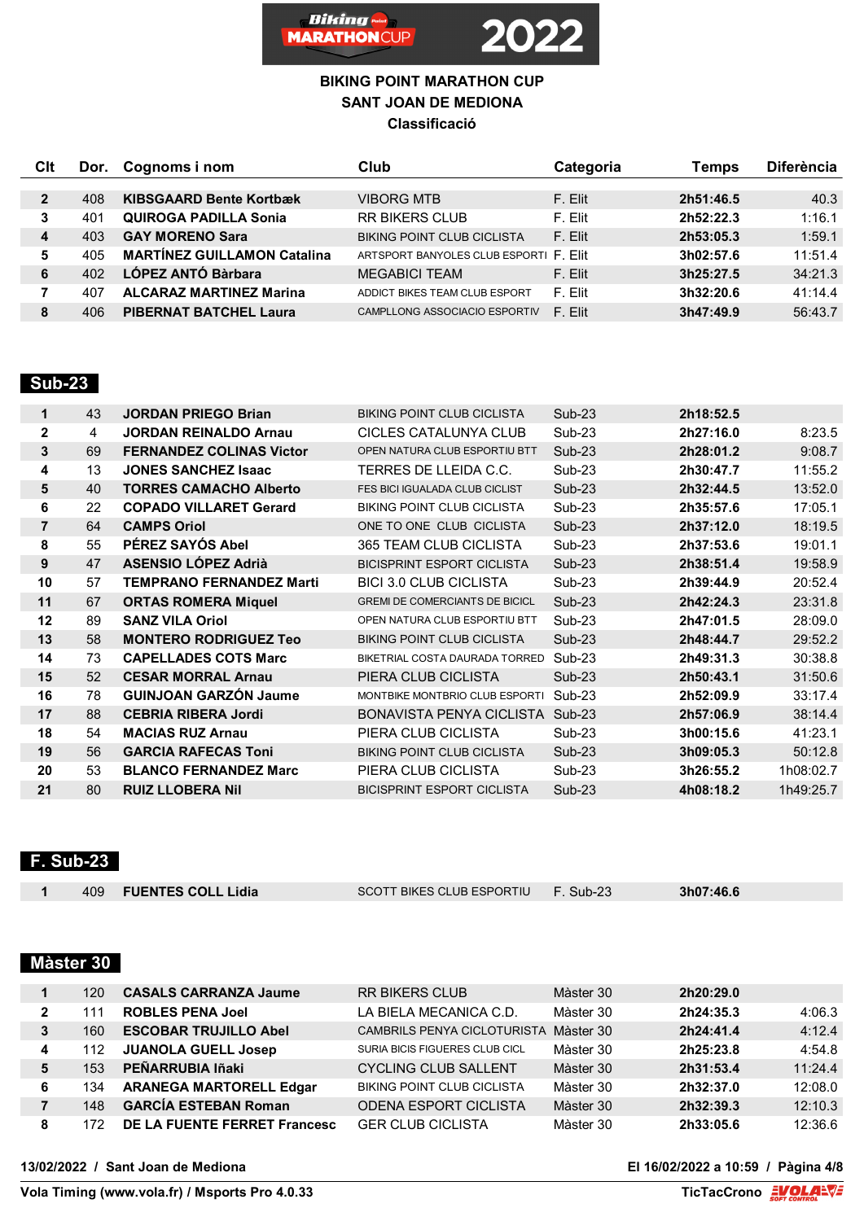# BIKING POINT MARATHON CUP

## SANT JOAN DE MEDIONA

### Classificació

| Clt | Dor. | Cognoms i nom | Club | Categoria | Temps | Diferència |
|---|---|---|---|---|---|---|
| 2 | 408 | **KIBSGAARD Bente Kortbæk** | VIBORG MTB | F. Elit | **2h51:46.5** | 40.3 |
| 3 | 401 | **QUIROGA PADILLA Sonia** | RR BIKERS CLUB | F. Elit | **2h52:22.3** | 1:16.1 |
| 4 | 403 | **GAY MORENO Sara** | BIKING POINT CLUB CICLISTA | F. Elit | **2h53:05.3** | 1:59.1 |
| 5 | 405 | **MARTÍNEZ GUILLAMON Catalina** | ARTSPORT BANYOLES CLUB ESPORTI | F. Elit | **3h02:57.6** | 11:51.4 |
| 6 | 402 | **LÓPEZ ANTÓ Bàrbara** | MEGABICI TEAM | F. Elit | **3h25:27.5** | 34:21.3 |
| 7 | 407 | **ALCARAZ MARTINEZ Marina** | ADDICT BIKES TEAM CLUB ESPORT | F. Elit | **3h32:20.6** | 41:14.4 |
| 8 | 406 | **PIBERNAT BATCHEL Laura** | CAMPLLONG ASSOCIACIO ESPORTIV | F. Elit | **3h47:49.9** | 56:43.7 |

## Sub-23

| Clt | Dor. | Cognoms i nom | Club | Categoria | Temps | Diferència |
|---|---|---|---|---|---|---|
| 1 | 43 | **JORDAN PRIEGO Brian** | BIKING POINT CLUB CICLISTA | Sub-23 | **2h18:52.5** | |
| 2 | 4 | **JORDAN REINALDO Arnau** | CICLES CATALUNYA CLUB | Sub-23 | **2h27:16.0** | 8:23.5 |
| 3 | 69 | **FERNANDEZ COLINAS Victor** | OPEN NATURA CLUB ESPORTIU BTT | Sub-23 | **2h28:01.2** | 9:08.7 |
| 4 | 13 | **JONES SANCHEZ Isaac** | TERRES DE LLEIDA C.C. | Sub-23 | **2h30:47.7** | 11:55.2 |
| 5 | 40 | **TORRES CAMACHO Alberto** | FES BICI IGUALADA CLUB CICLIST | Sub-23 | **2h32:44.5** | 13:52.0 |
| 6 | 22 | **COPADO VILLARET Gerard** | BIKING POINT CLUB CICLISTA | Sub-23 | **2h35:57.6** | 17:05.1 |
| 7 | 64 | **CAMPS Oriol** | ONE TO ONE CLUB CICLISTA | Sub-23 | **2h37:12.0** | 18:19.5 |
| 8 | 55 | **PÉREZ SAYÓS Abel** | 365 TEAM CLUB CICLISTA | Sub-23 | **2h37:53.6** | 19:01.1 |
| 9 | 47 | **ASENSIO LÓPEZ Adrià** | BICISPRINT ESPORT CICLISTA | Sub-23 | **2h38:51.4** | 19:58.9 |
| 10 | 57 | **TEMPRANO FERNANDEZ Marti** | BICI 3.0 CLUB CICLISTA | Sub-23 | **2h39:44.9** | 20:52.4 |
| 11 | 67 | **ORTAS ROMERA Miquel** | GREMI DE COMERCIANTS DE BICICL | Sub-23 | **2h42:24.3** | 23:31.8 |
| 12 | 89 | **SANZ VILA Oriol** | OPEN NATURA CLUB ESPORTIU BTT | Sub-23 | **2h47:01.5** | 28:09.0 |
| 13 | 58 | **MONTERO RODRIGUEZ Teo** | BIKING POINT CLUB CICLISTA | Sub-23 | **2h48:44.7** | 29:52.2 |
| 14 | 73 | **CAPELLADES COTS Marc** | BIKETRIAL COSTA DAURADA TORRED | Sub-23 | **2h49:31.3** | 30:38.8 |
| 15 | 52 | **CESAR MORRAL Arnau** | PIERA CLUB CICLISTA | Sub-23 | **2h50:43.1** | 31:50.6 |
| 16 | 78 | **GUINJOAN GARZÓN Jaume** | MONTBIKE MONTBRIO CLUB ESPORTI | Sub-23 | **2h52:09.9** | 33:17.4 |
| 17 | 88 | **CEBRIA RIBERA Jordi** | BONAVISTA PENYA CICLISTA | Sub-23 | **2h57:06.9** | 38:14.4 |
| 18 | 54 | **MACIAS RUZ Arnau** | PIERA CLUB CICLISTA | Sub-23 | **3h00:15.6** | 41:23.1 |
| 19 | 56 | **GARCIA RAFECAS Toni** | BIKING POINT CLUB CICLISTA | Sub-23 | **3h09:05.3** | 50:12.8 |
| 20 | 53 | **BLANCO FERNANDEZ Marc** | PIERA CLUB CICLISTA | Sub-23 | **3h26:55.2** | 1h08:02.7 |
| 21 | 80 | **RUIZ LLOBERA Nil** | BICISPRINT ESPORT CICLISTA | Sub-23 | **4h08:18.2** | 1h49:25.7 |

## F. Sub-23

| Clt | Dor. | Cognoms i nom | Club | Categoria | Temps | Diferència |
|---|---|---|---|---|---|---|
| 1 | 409 | **FUENTES COLL Lidia** | SCOTT BIKES CLUB ESPORTIU | F. Sub-23 | **3h07:46.6** | |

## Màster 30

| Clt | Dor. | Cognoms i nom | Club | Categoria | Temps | Diferència |
|---|---|---|---|---|---|---|
| 1 | 120 | **CASALS CARRANZA Jaume** | RR BIKERS CLUB | Màster 30 | **2h20:29.0** | |
| 2 | 111 | **ROBLES PENA Joel** | LA BIELA MECANICA C.D. | Màster 30 | **2h24:35.3** | 4:06.3 |
| 3 | 160 | **ESCOBAR TRUJILLO Abel** | CAMBRILS PENYA CICLOTURISTA | Màster 30 | **2h24:41.4** | 4:12.4 |
| 4 | 112 | **JUANOLA GUELL Josep** | SURIA BICIS FIGUERES CLUB CICL | Màster 30 | **2h25:23.8** | 4:54.8 |
| 5 | 153 | **PEÑARRUBIA Iñaki** | CYCLING CLUB SALLENT | Màster 30 | **2h31:53.4** | 11:24.4 |
| 6 | 134 | **ARANEGA MARTORELL Edgar** | BIKING POINT CLUB CICLISTA | Màster 30 | **2h32:37.0** | 12:08.0 |
| 7 | 148 | **GARCÍA ESTEBAN Roman** | ODENA ESPORT CICLISTA | Màster 30 | **2h32:39.3** | 12:10.3 |
| 8 | 172 | **DE LA FUENTE FERRET Francesc** | GER CLUB CICLISTA | Màster 30 | **2h33:05.6** | 12:36.6 |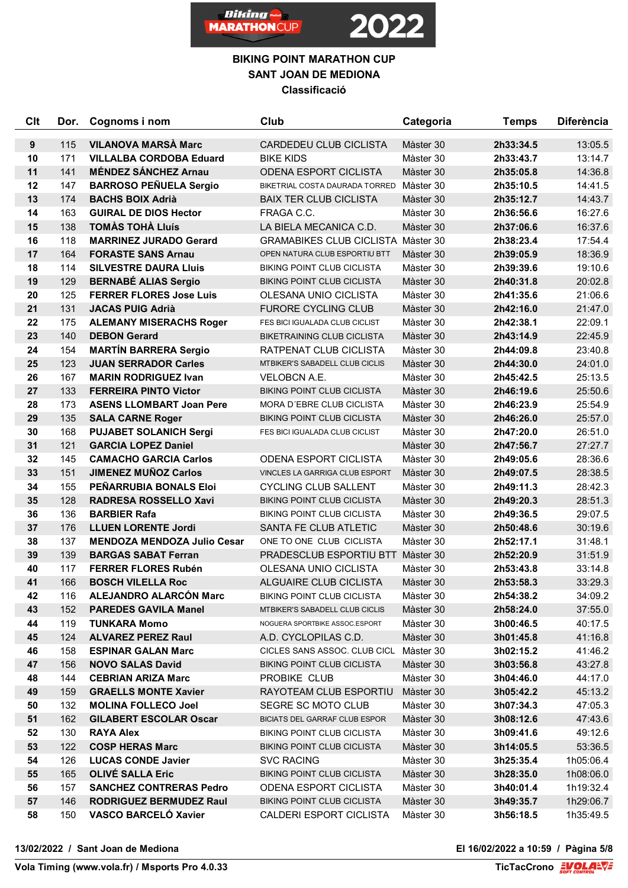## BIKING POINT MARATHON CUP
## SANT JOAN DE MEDIONA
### Classificació

| Clt | Dor. | Cognoms i nom | Club | Categoria | Temps | Diferència |
|---|---|---|---|---|---|---|
| **9** | 115 | **VILANOVA MARSÀ Marc** | CARDEDEU CLUB CICLISTA | Màster 30 | **2h33:34.5** | 13:05.5 |
| **10** | 171 | **VILLALBA CORDOBA Eduard** | BIKE KIDS | Màster 30 | **2h33:43.7** | 13:14.7 |
| **11** | 141 | **MÉNDEZ SÁNCHEZ Arnau** | ODENA ESPORT CICLISTA | Màster 30 | **2h35:05.8** | 14:36.8 |
| **12** | 147 | **BARROSO PEÑUELA Sergio** | BIKETRIAL COSTA DAURADA TORRED | Màster 30 | **2h35:10.5** | 14:41.5 |
| **13** | 174 | **BACHS BOIX Adrià** | BAIX TER CLUB CICLISTA | Màster 30 | **2h35:12.7** | 14:43.7 |
| **14** | 163 | **GUIRAL DE DIOS Hector** | FRAGA C.C. | Màster 30 | **2h36:56.6** | 16:27.6 |
| **15** | 138 | **TOMÀS TOHÀ Lluís** | LA BIELA MECANICA C.D. | Màster 30 | **2h37:06.6** | 16:37.6 |
| **16** | 118 | **MARRINEZ JURADO Gerard** | GRAMABIKES CLUB CICLISTA | Màster 30 | **2h38:23.4** | 17:54.4 |
| **17** | 164 | **FORASTE SANS Arnau** | OPEN NATURA CLUB ESPORTIU BTT | Màster 30 | **2h39:05.9** | 18:36.9 |
| **18** | 114 | **SILVESTRE DAURA Lluis** | BIKING POINT CLUB CICLISTA | Màster 30 | **2h39:39.6** | 19:10.6 |
| **19** | 129 | **BERNABÉ ALIAS Sergio** | BIKING POINT CLUB CICLISTA | Màster 30 | **2h40:31.8** | 20:02.8 |
| **20** | 125 | **FERRER FLORES Jose Luis** | OLESANA UNIO CICLISTA | Màster 30 | **2h41:35.6** | 21:06.6 |
| **21** | 131 | **JACAS PUIG Adrià** | FURORE CYCLING CLUB | Màster 30 | **2h42:16.0** | 21:47.0 |
| **22** | 175 | **ALEMANY MISERACHS Roger** | FES BICI IGUALADA CLUB CICLIST | Màster 30 | **2h42:38.1** | 22:09.1 |
| **23** | 140 | **DEBON Gerard** | BIKETRAINING CLUB CICLISTA | Màster 30 | **2h43:14.9** | 22:45.9 |
| **24** | 154 | **MARTÍN BARRERA Sergio** | RATPENAT CLUB CICLISTA | Màster 30 | **2h44:09.8** | 23:40.8 |
| **25** | 123 | **JUAN SERRADOR Carles** | MTBIKER'S SABADELL CLUB CICLIS | Màster 30 | **2h44:30.0** | 24:01.0 |
| **26** | 167 | **MARIN RODRIGUEZ Ivan** | VELOBCN A.E. | Màster 30 | **2h45:42.5** | 25:13.5 |
| **27** | 133 | **FERREIRA PINTO Victor** | BIKING POINT CLUB CICLISTA | Màster 30 | **2h46:19.6** | 25:50.6 |
| **28** | 173 | **ASENS LLOMBART Joan Pere** | MORA D´EBRE CLUB CICLISTA | Màster 30 | **2h46:23.9** | 25:54.9 |
| **29** | 135 | **SALA CARNE Roger** | BIKING POINT CLUB CICLISTA | Màster 30 | **2h46:26.0** | 25:57.0 |
| **30** | 168 | **PUJABET SOLANICH Sergi** | FES BICI IGUALADA CLUB CICLIST | Màster 30 | **2h47:20.0** | 26:51.0 |
| **31** | 121 | **GARCIA LOPEZ Daniel** | | Màster 30 | **2h47:56.7** | 27:27.7 |
| **32** | 145 | **CAMACHO GARCIA Carlos** | ODENA ESPORT CICLISTA | Màster 30 | **2h49:05.6** | 28:36.6 |
| **33** | 151 | **JIMENEZ MUÑOZ Carlos** | VINCLES LA GARRIGA CLUB ESPORT | Màster 30 | **2h49:07.5** | 28:38.5 |
| **34** | 155 | **PEÑARRUBIA BONALS Eloi** | CYCLING CLUB SALLENT | Màster 30 | **2h49:11.3** | 28:42.3 |
| **35** | 128 | **RADRESA ROSSELLO Xavi** | BIKING POINT CLUB CICLISTA | Màster 30 | **2h49:20.3** | 28:51.3 |
| **36** | 136 | **BARBIER Rafa** | BIKING POINT CLUB CICLISTA | Màster 30 | **2h49:36.5** | 29:07.5 |
| **37** | 176 | **LLUEN LORENTE Jordi** | SANTA FE CLUB ATLETIC | Màster 30 | **2h50:48.6** | 30:19.6 |
| **38** | 137 | **MENDOZA MENDOZA Julio Cesar** | ONE TO ONE CLUB CICLISTA | Màster 30 | **2h52:17.1** | 31:48.1 |
| **39** | 139 | **BARGAS SABAT Ferran** | PRADESCLUB ESPORTIU BTT | Màster 30 | **2h52:20.9** | 31:51.9 |
| **40** | 117 | **FERRER FLORES Rubén** | OLESANA UNIO CICLISTA | Màster 30 | **2h53:43.8** | 33:14.8 |
| **41** | 166 | **BOSCH VILELLA Roc** | ALGUAIRE CLUB CICLISTA | Màster 30 | **2h53:58.3** | 33:29.3 |
| **42** | 116 | **ALEJANDRO ALARCÓN Marc** | BIKING POINT CLUB CICLISTA | Màster 30 | **2h54:38.2** | 34:09.2 |
| **43** | 152 | **PAREDES GAVILA Manel** | MTBIKER'S SABADELL CLUB CICLIS | Màster 30 | **2h58:24.0** | 37:55.0 |
| **44** | 119 | **TUNKARA Momo** | NOGUERA SPORTBIKE ASSOC.ESPORT | Màster 30 | **3h00:46.5** | 40:17.5 |
| **45** | 124 | **ALVAREZ PEREZ Raul** | A.D. CYCLOPILAS C.D. | Màster 30 | **3h01:45.8** | 41:16.8 |
| **46** | 158 | **ESPINAR GALAN Marc** | CICLES SANS ASSOC. CLUB CICL | Màster 30 | **3h02:15.2** | 41:46.2 |
| **47** | 156 | **NOVO SALAS David** | BIKING POINT CLUB CICLISTA | Màster 30 | **3h03:56.8** | 43:27.8 |
| **48** | 144 | **CEBRIAN ARIZA Marc** | PROBIKE CLUB | Màster 30 | **3h04:46.0** | 44:17.0 |
| **49** | 159 | **GRAELLS MONTE Xavier** | RAYOTEAM CLUB ESPORTIU | Màster 30 | **3h05:42.2** | 45:13.2 |
| **50** | 132 | **MOLINA FOLLECO Joel** | SEGRE SC MOTO CLUB | Màster 30 | **3h07:34.3** | 47:05.3 |
| **51** | 162 | **GILABERT ESCOLAR Oscar** | BICIATS DEL GARRAF CLUB ESPOR | Màster 30 | **3h08:12.6** | 47:43.6 |
| **52** | 130 | **RAYA Alex** | BIKING POINT CLUB CICLISTA | Màster 30 | **3h09:41.6** | 49:12.6 |
| **53** | 122 | **COSP HERAS Marc** | BIKING POINT CLUB CICLISTA | Màster 30 | **3h14:05.5** | 53:36.5 |
| **54** | 126 | **LUCAS CONDE Javier** | SVC RACING | Màster 30 | **3h25:35.4** | 1h05:06.4 |
| **55** | 165 | **OLIVÉ SALLA Eric** | BIKING POINT CLUB CICLISTA | Màster 30 | **3h28:35.0** | 1h08:06.0 |
| **56** | 157 | **SANCHEZ CONTRERAS Pedro** | ODENA ESPORT CICLISTA | Màster 30 | **3h40:01.4** | 1h19:32.4 |
| **57** | 146 | **RODRIGUEZ BERMUDEZ Raul** | BIKING POINT CLUB CICLISTA | Màster 30 | **3h49:35.7** | 1h29:06.7 |
| **58** | 150 | **VASCO BARCELÓ Xavier** | CALDERI ESPORT CICLISTA | Màster 30 | **3h56:18.5** | 1h35:49.5 |

**13/02/2022 / Sant Joan de Mediona** — **El 16/02/2022 a 10:59**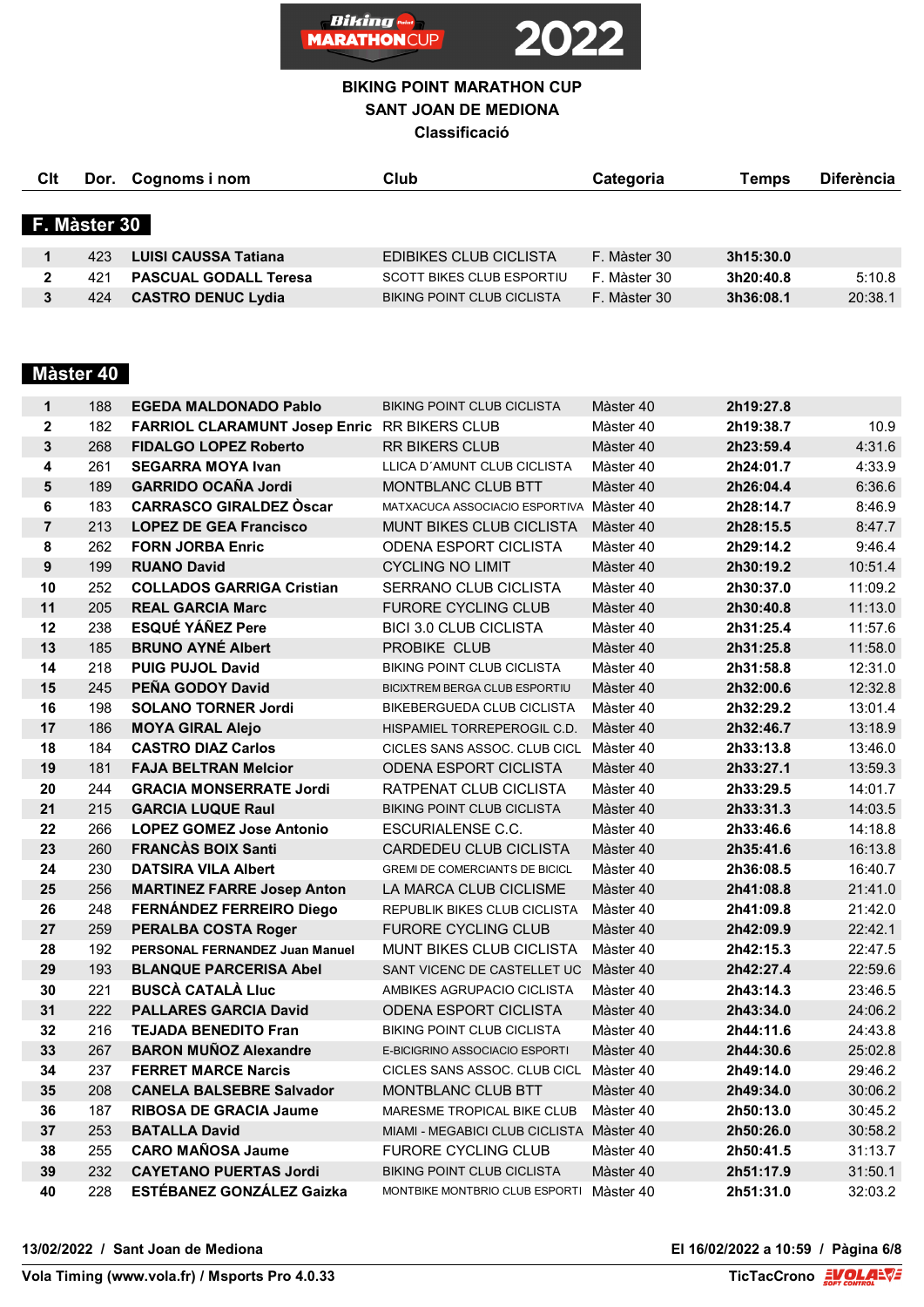# BIKING POINT MARATHON CUP

## SANT JOAN DE MEDIONA

### Classificació

## F. Màster 30

| Clt | Dor. | Cognoms i nom | Club | Categoria | Temps | Diferència |
|---|---|---|---|---|---|---|
| 1 | 423 | **LUISI CAUSSA Tatiana** | EDIBIKES CLUB CICLISTA | F. Màster 30 | **3h15:30.0** | |
| 2 | 421 | **PASCUAL GODALL Teresa** | SCOTT BIKES CLUB ESPORTIU | F. Màster 30 | **3h20:40.8** | 5:10.8 |
| 3 | 424 | **CASTRO DENUC Lydia** | BIKING POINT CLUB CICLISTA | F. Màster 30 | **3h36:08.1** | 20:38.1 |

## Màster 40

| Clt | Dor. | Cognoms i nom | Club | Categoria | Temps | Diferència |
|---|---|---|---|---|---|---|
| 1 | 188 | **EGEDA MALDONADO Pablo** | BIKING POINT CLUB CICLISTA | Màster 40 | **2h19:27.8** | |
| 2 | 182 | **FARRIOL CLARAMUNT Josep Enric** | RR BIKERS CLUB | Màster 40 | **2h19:38.7** | 10.9 |
| 3 | 268 | **FIDALGO LOPEZ Roberto** | RR BIKERS CLUB | Màster 40 | **2h23:59.4** | 4:31.6 |
| 4 | 261 | **SEGARRA MOYA Ivan** | LLICA D´AMUNT CLUB CICLISTA | Màster 40 | **2h24:01.7** | 4:33.9 |
| 5 | 189 | **GARRIDO OCAÑA Jordi** | MONTBLANC CLUB BTT | Màster 40 | **2h26:04.4** | 6:36.6 |
| 6 | 183 | **CARRASCO GIRALDEZ Òscar** | MATXACUCA ASSOCIACIO ESPORTIVA | Màster 40 | **2h28:14.7** | 8:46.9 |
| 7 | 213 | **LOPEZ DE GEA Francisco** | MUNT BIKES CLUB CICLISTA | Màster 40 | **2h28:15.5** | 8:47.7 |
| 8 | 262 | **FORN JORBA Enric** | ODENA ESPORT CICLISTA | Màster 40 | **2h29:14.2** | 9:46.4 |
| 9 | 199 | **RUANO David** | CYCLING NO LIMIT | Màster 40 | **2h30:19.2** | 10:51.4 |
| 10 | 252 | **COLLADOS GARRIGA Cristian** | SERRANO CLUB CICLISTA | Màster 40 | **2h30:37.0** | 11:09.2 |
| 11 | 205 | **REAL GARCIA Marc** | FURORE CYCLING CLUB | Màster 40 | **2h30:40.8** | 11:13.0 |
| 12 | 238 | **ESQUÉ YÁÑEZ Pere** | BICI 3.0 CLUB CICLISTA | Màster 40 | **2h31:25.4** | 11:57.6 |
| 13 | 185 | **BRUNO AYNÉ Albert** | PROBIKE CLUB | Màster 40 | **2h31:25.8** | 11:58.0 |
| 14 | 218 | **PUIG PUJOL David** | BIKING POINT CLUB CICLISTA | Màster 40 | **2h31:58.8** | 12:31.0 |
| 15 | 245 | **PEÑA GODOY David** | BICIXTREM BERGA CLUB ESPORTIU | Màster 40 | **2h32:00.6** | 12:32.8 |
| 16 | 198 | **SOLANO TORNER Jordi** | BIKEBERGUEDA CLUB CICLISTA | Màster 40 | **2h32:29.2** | 13:01.4 |
| 17 | 186 | **MOYA GIRAL Alejo** | HISPAMIEL TORREPEROGIL C.D. | Màster 40 | **2h32:46.7** | 13:18.9 |
| 18 | 184 | **CASTRO DIAZ Carlos** | CICLES SANS ASSOC. CLUB CICL | Màster 40 | **2h33:13.8** | 13:46.0 |
| 19 | 181 | **FAJA BELTRAN Melcior** | ODENA ESPORT CICLISTA | Màster 40 | **2h33:27.1** | 13:59.3 |
| 20 | 244 | **GRACIA MONSERRATE Jordi** | RATPENAT CLUB CICLISTA | Màster 40 | **2h33:29.5** | 14:01.7 |
| 21 | 215 | **GARCIA LUQUE Raul** | BIKING POINT CLUB CICLISTA | Màster 40 | **2h33:31.3** | 14:03.5 |
| 22 | 266 | **LOPEZ GOMEZ Jose Antonio** | ESCURIALENSE C.C. | Màster 40 | **2h33:46.6** | 14:18.8 |
| 23 | 260 | **FRANCÀS BOIX Santi** | CARDEDEU CLUB CICLISTA | Màster 40 | **2h35:41.6** | 16:13.8 |
| 24 | 230 | **DATSIRA VILA Albert** | GREMI DE COMERCIANTS DE BICICL | Màster 40 | **2h36:08.5** | 16:40.7 |
| 25 | 256 | **MARTINEZ FARRE Josep Anton** | LA MARCA CLUB CICLISME | Màster 40 | **2h41:08.8** | 21:41.0 |
| 26 | 248 | **FERNÁNDEZ FERREIRO Diego** | REPUBLIK BIKES CLUB CICLISTA | Màster 40 | **2h41:09.8** | 21:42.0 |
| 27 | 259 | **PERALBA COSTA Roger** | FURORE CYCLING CLUB | Màster 40 | **2h42:09.9** | 22:42.1 |
| 28 | 192 | **PERSONAL FERNANDEZ Juan Manuel** | MUNT BIKES CLUB CICLISTA | Màster 40 | **2h42:15.3** | 22:47.5 |
| 29 | 193 | **BLANQUE PARCERISA Abel** | SANT VICENC DE CASTELLET UC | Màster 40 | **2h42:27.4** | 22:59.6 |
| 30 | 221 | **BUSCÀ CATALÀ Lluc** | AMBIKES AGRUPACIO CICLISTA | Màster 40 | **2h43:14.3** | 23:46.5 |
| 31 | 222 | **PALLARES GARCIA David** | ODENA ESPORT CICLISTA | Màster 40 | **2h43:34.0** | 24:06.2 |
| 32 | 216 | **TEJADA BENEDITO Fran** | BIKING POINT CLUB CICLISTA | Màster 40 | **2h44:11.6** | 24:43.8 |
| 33 | 267 | **BARON MUÑOZ Alexandre** | E-BICIGRINO ASSOCIACIO ESPORTI | Màster 40 | **2h44:30.6** | 25:02.8 |
| 34 | 237 | **FERRET MARCE Narcis** | CICLES SANS ASSOC. CLUB CICL | Màster 40 | **2h49:14.0** | 29:46.2 |
| 35 | 208 | **CANELA BALSEBRE Salvador** | MONTBLANC CLUB BTT | Màster 40 | **2h49:34.0** | 30:06.2 |
| 36 | 187 | **RIBOSA DE GRACIA Jaume** | MARESME TROPICAL BIKE CLUB | Màster 40 | **2h50:13.0** | 30:45.2 |
| 37 | 253 | **BATALLA David** | MIAMI - MEGABICI CLUB CICLISTA | Màster 40 | **2h50:26.0** | 30:58.2 |
| 38 | 255 | **CARO MAÑOSA Jaume** | FURORE CYCLING CLUB | Màster 40 | **2h50:41.5** | 31:13.7 |
| 39 | 232 | **CAYETANO PUERTAS Jordi** | BIKING POINT CLUB CICLISTA | Màster 40 | **2h51:17.9** | 31:50.1 |
| 40 | 228 | **ESTÉBANEZ GONZÁLEZ Gaizka** | MONTBIKE MONTBRIO CLUB ESPORTI | Màster 40 | **2h51:31.0** | 32:03.2 |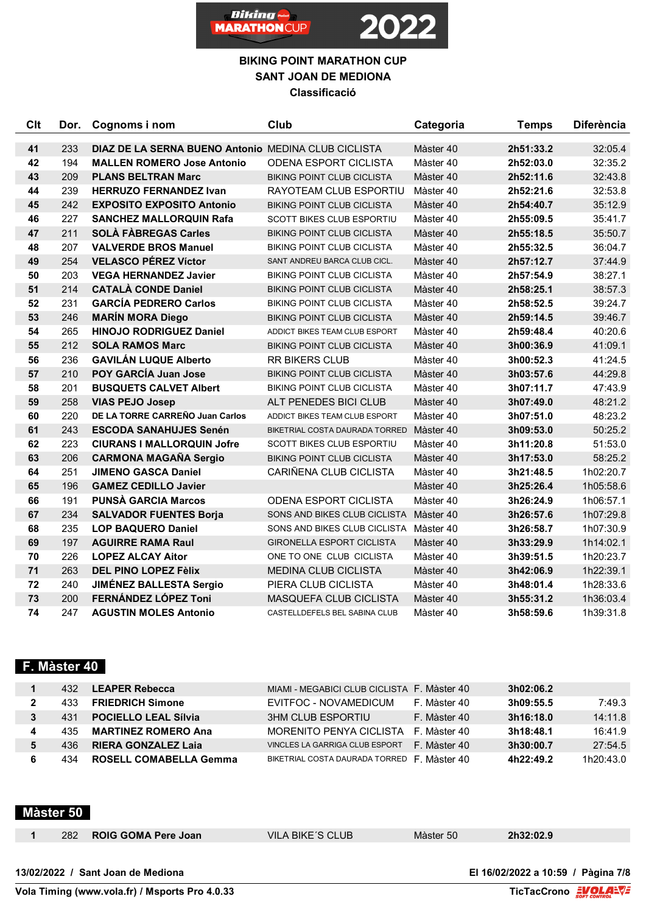# BIKING POINT MARATHON CUP
## SANT JOAN DE MEDIONA
### Classificació

| Clt | Dor. | Cognoms i nom | Club | Categoria | Temps | Diferència |
|---|---|---|---|---|---|---|
| 41 | 233 | **DIAZ DE LA SERNA BUENO Antonio** | MEDINA CLUB CICLISTA | Màster 40 | **2h51:33.2** | 32:05.4 |
| 42 | 194 | **MALLEN ROMERO Jose Antonio** | ODENA ESPORT CICLISTA | Màster 40 | **2h52:03.0** | 32:35.2 |
| 43 | 209 | **PLANS BELTRAN Marc** | BIKING POINT CLUB CICLISTA | Màster 40 | **2h52:11.6** | 32:43.8 |
| 44 | 239 | **HERRUZO FERNANDEZ Ivan** | RAYOTEAM CLUB ESPORTIU | Màster 40 | **2h52:21.6** | 32:53.8 |
| 45 | 242 | **EXPOSITO EXPOSITO Antonio** | BIKING POINT CLUB CICLISTA | Màster 40 | **2h54:40.7** | 35:12.9 |
| 46 | 227 | **SANCHEZ MALLORQUIN Rafa** | SCOTT BIKES CLUB ESPORTIU | Màster 40 | **2h55:09.5** | 35:41.7 |
| 47 | 211 | **SOLÀ FÀBREGAS Carles** | BIKING POINT CLUB CICLISTA | Màster 40 | **2h55:18.5** | 35:50.7 |
| 48 | 207 | **VALVERDE BROS Manuel** | BIKING POINT CLUB CICLISTA | Màster 40 | **2h55:32.5** | 36:04.7 |
| 49 | 254 | **VELASCO PÉREZ Víctor** | SANT ANDREU BARCA CLUB CICL. | Màster 40 | **2h57:12.7** | 37:44.9 |
| 50 | 203 | **VEGA HERNANDEZ Javier** | BIKING POINT CLUB CICLISTA | Màster 40 | **2h57:54.9** | 38:27.1 |
| 51 | 214 | **CATALÀ CONDE Daniel** | BIKING POINT CLUB CICLISTA | Màster 40 | **2h58:25.1** | 38:57.3 |
| 52 | 231 | **GARCÍA PEDRERO Carlos** | BIKING POINT CLUB CICLISTA | Màster 40 | **2h58:52.5** | 39:24.7 |
| 53 | 246 | **MARÍN MORA Diego** | BIKING POINT CLUB CICLISTA | Màster 40 | **2h59:14.5** | 39:46.7 |
| 54 | 265 | **HINOJO RODRIGUEZ Daniel** | ADDICT BIKES TEAM CLUB ESPORT | Màster 40 | **2h59:48.4** | 40:20.6 |
| 55 | 212 | **SOLA RAMOS Marc** | BIKING POINT CLUB CICLISTA | Màster 40 | **3h00:36.9** | 41:09.1 |
| 56 | 236 | **GAVILÁN LUQUE Alberto** | RR BIKERS CLUB | Màster 40 | **3h00:52.3** | 41:24.5 |
| 57 | 210 | **POY GARCÍA Juan Jose** | BIKING POINT CLUB CICLISTA | Màster 40 | **3h03:57.6** | 44:29.8 |
| 58 | 201 | **BUSQUETS CALVET Albert** | BIKING POINT CLUB CICLISTA | Màster 40 | **3h07:11.7** | 47:43.9 |
| 59 | 258 | **VIAS PEJO Josep** | ALT PENEDES BICI CLUB | Màster 40 | **3h07:49.0** | 48:21.2 |
| 60 | 220 | **DE LA TORRE CARREÑO Juan Carlos** | ADDICT BIKES TEAM CLUB ESPORT | Màster 40 | **3h07:51.0** | 48:23.2 |
| 61 | 243 | **ESCODA SANAHUJES Senén** | BIKETRIAL COSTA DAURADA TORRED | Màster 40 | **3h09:53.0** | 50:25.2 |
| 62 | 223 | **CIURANS I MALLORQUIN Jofre** | SCOTT BIKES CLUB ESPORTIU | Màster 40 | **3h11:20.8** | 51:53.0 |
| 63 | 206 | **CARMONA MAGAÑA Sergio** | BIKING POINT CLUB CICLISTA | Màster 40 | **3h17:53.0** | 58:25.2 |
| 64 | 251 | **JIMENO GASCA Daniel** | CARIÑENA CLUB CICLISTA | Màster 40 | **3h21:48.5** | 1h02:20.7 |
| 65 | 196 | **GAMEZ CEDILLO Javier** | | Màster 40 | **3h25:26.4** | 1h05:58.6 |
| 66 | 191 | **PUNSÀ GARCIA Marcos** | ODENA ESPORT CICLISTA | Màster 40 | **3h26:24.9** | 1h06:57.1 |
| 67 | 234 | **SALVADOR FUENTES Borja** | SONS AND BIKES CLUB CICLISTA | Màster 40 | **3h26:57.6** | 1h07:29.8 |
| 68 | 235 | **LOP BAQUERO Daniel** | SONS AND BIKES CLUB CICLISTA | Màster 40 | **3h26:58.7** | 1h07:30.9 |
| 69 | 197 | **AGUIRRE RAMA Raul** | GIRONELLA ESPORT CICLISTA | Màster 40 | **3h33:29.9** | 1h14:02.1 |
| 70 | 226 | **LOPEZ ALCAY Aitor** | ONE TO ONE CLUB CICLISTA | Màster 40 | **3h39:51.5** | 1h20:23.7 |
| 71 | 263 | **DEL PINO LOPEZ Fèlix** | MEDINA CLUB CICLISTA | Màster 40 | **3h42:06.9** | 1h22:39.1 |
| 72 | 240 | **JIMÉNEZ BALLESTA Sergio** | PIERA CLUB CICLISTA | Màster 40 | **3h48:01.4** | 1h28:33.6 |
| 73 | 200 | **FERNÁNDEZ LÓPEZ Toni** | MASQUEFA CLUB CICLISTA | Màster 40 | **3h55:31.2** | 1h36:03.4 |
| 74 | 247 | **AGUSTIN MOLES Antonio** | CASTELLDEFELS BEL SABINA CLUB | Màster 40 | **3h58:59.6** | 1h39:31.8 |

## F. Màster 40

| Clt | Dor. | Cognoms i nom | Club | Categoria | Temps | Diferència |
|---|---|---|---|---|---|---|
| 1 | 432 | **LEAPER Rebecca** | MIAMI - MEGABICI CLUB CICLISTA | F. Màster 40 | **3h02:06.2** | |
| 2 | 433 | **FRIEDRICH Simone** | EVITFOC - NOVAMEDICUM | F. Màster 40 | **3h09:55.5** | 7:49.3 |
| 3 | 431 | **POCIELLO LEAL Sílvia** | 3HM CLUB ESPORTIU | F. Màster 40 | **3h16:18.0** | 14:11.8 |
| 4 | 435 | **MARTINEZ ROMERO Ana** | MORENITO PENYA CICLISTA | F. Màster 40 | **3h18:48.1** | 16:41.9 |
| 5 | 436 | **RIERA GONZALEZ Laia** | VINCLES LA GARRIGA CLUB ESPORT | F. Màster 40 | **3h30:00.7** | 27:54.5 |
| 6 | 434 | **ROSELL COMABELLA Gemma** | BIKETRIAL COSTA DAURADA TORRED | F. Màster 40 | **4h22:49.2** | 1h20:43.0 |

## Màster 50

| Clt | Dor. | Cognoms i nom | Club | Categoria | Temps | Diferència |
|---|---|---|---|---|---|---|
| 1 | 282 | **ROIG GOMA Pere Joan** | VILA BIKE´S CLUB | Màster 50 | **2h32:02.9** | |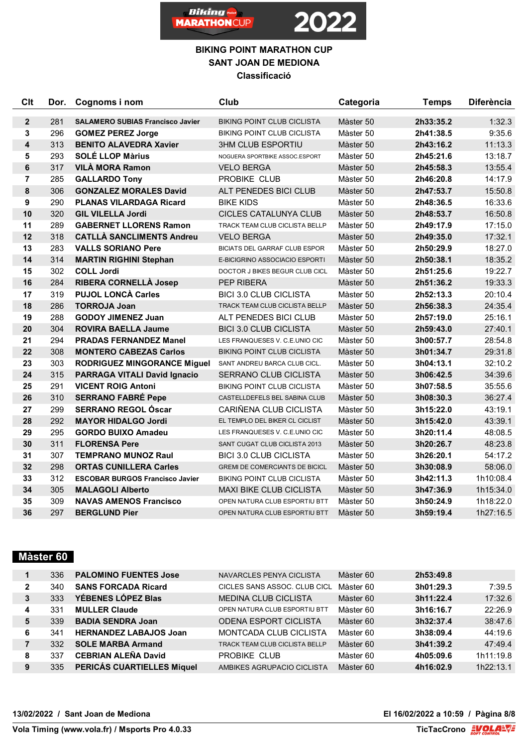# BIKING POINT MARATHON CUP
## SANT JOAN DE MEDIONA
### Classificació

| Clt | Dor. | Cognoms i nom | Club | Categoria | Temps | Diferència |
|---|---|---|---|---|---|---|
| 2 | 281 | SALAMERO SUBIAS Francisco Javier | BIKING POINT CLUB CICLISTA | Màster 50 | 2h33:35.2 | 1:32.3 |
| 3 | 296 | GOMEZ PEREZ Jorge | BIKING POINT CLUB CICLISTA | Màster 50 | 2h41:38.5 | 9:35.6 |
| 4 | 313 | BENITO ALAVEDRA Xavier | 3HM CLUB ESPORTIU | Màster 50 | 2h43:16.2 | 11:13.3 |
| 5 | 293 | SOLÉ LLOP Màrius | NOGUERA SPORTBIKE ASSOC.ESPORT | Màster 50 | 2h45:21.6 | 13:18.7 |
| 6 | 317 | VILÀ MORA Ramon | VELO BERGA | Màster 50 | 2h45:58.3 | 13:55.4 |
| 7 | 285 | GALLARDO Tony | PROBIKE CLUB | Màster 50 | 2h46:20.8 | 14:17.9 |
| 8 | 306 | GONZALEZ MORALES David | ALT PENEDES BICI CLUB | Màster 50 | 2h47:53.7 | 15:50.8 |
| 9 | 290 | PLANAS VILARDAGA Ricard | BIKE KIDS | Màster 50 | 2h48:36.5 | 16:33.6 |
| 10 | 320 | GIL VILELLA Jordi | CICLES CATALUNYA CLUB | Màster 50 | 2h48:53.7 | 16:50.8 |
| 11 | 289 | GABERNET LLORENS Ramon | TRACK TEAM CLUB CICLISTA BELLP | Màster 50 | 2h49:17.9 | 17:15.0 |
| 12 | 318 | CATLLÀ SANCLIMENTS Andreu | VELO BERGA | Màster 50 | 2h49:35.0 | 17:32.1 |
| 13 | 283 | VALLS SORIANO Pere | BICIATS DEL GARRAF CLUB ESPOR | Màster 50 | 2h50:29.9 | 18:27.0 |
| 14 | 314 | MARTIN RIGHINI Stephan | E-BICIGRINO ASSOCIACIO ESPORTI | Màster 50 | 2h50:38.1 | 18:35.2 |
| 15 | 302 | COLL Jordi | DOCTOR J BIKES BEGUR CLUB CICL | Màster 50 | 2h51:25.6 | 19:22.7 |
| 16 | 284 | RIBERA CORNELLÀ Josep | PEP RIBERA | Màster 50 | 2h51:36.2 | 19:33.3 |
| 17 | 319 | PUJOL LONCÀ Carles | BICI 3.0 CLUB CICLISTA | Màster 50 | 2h52:13.3 | 20:10.4 |
| 18 | 286 | TORROJA Joan | TRACK TEAM CLUB CICLISTA BELLP | Màster 50 | 2h56:38.3 | 24:35.4 |
| 19 | 288 | GODOY JIMENEZ Juan | ALT PENEDES BICI CLUB | Màster 50 | 2h57:19.0 | 25:16.1 |
| 20 | 304 | ROVIRA BAELLA Jaume | BICI 3.0 CLUB CICLISTA | Màster 50 | 2h59:43.0 | 27:40.1 |
| 21 | 294 | PRADAS FERNANDEZ Manel | LES FRANQUESES V. C.E.UNIO CIC | Màster 50 | 3h00:57.7 | 28:54.8 |
| 22 | 308 | MONTERO CABEZAS Carlos | BIKING POINT CLUB CICLISTA | Màster 50 | 3h01:34.7 | 29:31.8 |
| 23 | 303 | RODRIGUEZ MINGORANCE Miguel | SANT ANDREU BARCA CLUB CICL. | Màster 50 | 3h04:13.1 | 32:10.2 |
| 24 | 315 | PARRAGA VITALI David Ignacio | SERRANO CLUB CICLISTA | Màster 50 | 3h06:42.5 | 34:39.6 |
| 25 | 291 | VICENT ROIG Antoni | BIKING POINT CLUB CICLISTA | Màster 50 | 3h07:58.5 | 35:55.6 |
| 26 | 310 | SERRANO FABRÉ Pepe | CASTELLDEFELS BEL SABINA CLUB | Màster 50 | 3h08:30.3 | 36:27.4 |
| 27 | 299 | SERRANO REGOL Óscar | CARIÑENA CLUB CICLISTA | Màster 50 | 3h15:22.0 | 43:19.1 |
| 28 | 292 | MAYOR HIDALGO Jordi | EL TEMPLO DEL BIKER CL CICLIST | Màster 50 | 3h15:42.0 | 43:39.1 |
| 29 | 295 | GORDO BUIXO Amadeu | LES FRANQUESES V. C.E.UNIO CIC | Màster 50 | 3h20:11.4 | 48:08.5 |
| 30 | 311 | FLORENSA Pere | SANT CUGAT CLUB CICLISTA 2013 | Màster 50 | 3h20:26.7 | 48:23.8 |
| 31 | 307 | TEMPRANO MUNOZ Raul | BICI 3.0 CLUB CICLISTA | Màster 50 | 3h26:20.1 | 54:17.2 |
| 32 | 298 | ORTAS CUNILLERA Carles | GREMI DE COMERCIANTS DE BICICL | Màster 50 | 3h30:08.9 | 58:06.0 |
| 33 | 312 | ESCOBAR BURGOS Francisco Javier | BIKING POINT CLUB CICLISTA | Màster 50 | 3h42:11.3 | 1h10:08.4 |
| 34 | 305 | MALAGOLI Alberto | MAXI BIKE CLUB CICLISTA | Màster 50 | 3h47:36.9 | 1h15:34.0 |
| 35 | 309 | NAVAS AMENOS Francisco | OPEN NATURA CLUB ESPORTIU BTT | Màster 50 | 3h50:24.9 | 1h18:22.0 |
| 36 | 297 | BERGLUND Pier | OPEN NATURA CLUB ESPORTIU BTT | Màster 50 | 3h59:19.4 | 1h27:16.5 |

## Màster 60

| Clt | Dor. | Cognoms i nom | Club | Categoria | Temps | Diferència |
|---|---|---|---|---|---|---|
| 1 | 336 | PALOMINO FUENTES Jose | NAVARCLES PENYA CICLISTA | Màster 60 | 2h53:49.8 | |
| 2 | 340 | SANS FORCADA Ricard | CICLES SANS ASSOC. CLUB CICL | Màster 60 | 3h01:29.3 | 7:39.5 |
| 3 | 333 | YÉBENES LÓPEZ Blas | MEDINA CLUB CICLISTA | Màster 60 | 3h11:22.4 | 17:32.6 |
| 4 | 331 | MULLER Claude | OPEN NATURA CLUB ESPORTIU BTT | Màster 60 | 3h16:16.7 | 22:26.9 |
| 5 | 339 | BADIA SENDRA Joan | ODENA ESPORT CICLISTA | Màster 60 | 3h32:37.4 | 38:47.6 |
| 6 | 341 | HERNANDEZ LABAJOS Joan | MONTCADA CLUB CICLISTA | Màster 60 | 3h38:09.4 | 44:19.6 |
| 7 | 332 | SOLE MARBA Armand | TRACK TEAM CLUB CICLISTA BELLP | Màster 60 | 3h41:39.2 | 47:49.4 |
| 8 | 337 | CEBRIAN ALEÑA David | PROBIKE CLUB | Màster 60 | 4h05:09.6 | 1h11:19.8 |
| 9 | 335 | PERICÁS CUARTIELLES Miquel | AMBIKES AGRUPACIO CICLISTA | Màster 60 | 4h16:02.9 | 1h22:13.1 |

13/02/2022 / Sant Joan de Mediona — El 16/02/2022 a 10:59

Vola Timing (www.vola.fr) / Msports Pro 4.0.33 — TicTacCrono